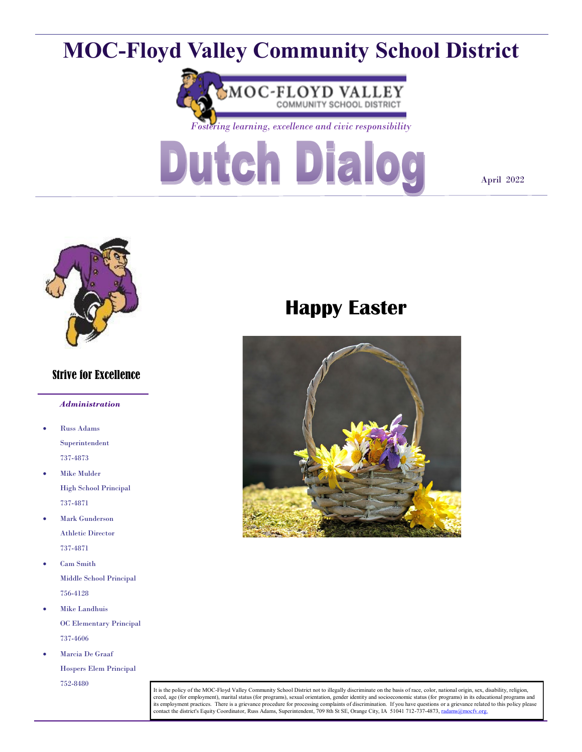# MOC-Floyd Valley Community School District

MOC-FLOYD VALLEY
COMMUNITY SCHOOL DISTRICT

*Fostering learning, excellence and civic responsibility*

# Dutch Dialog

April 2022

## Strive for Excellence

***Administration***

- Russ Adams
  Superintendent
  737-4873
- Mike Mulder
  High School Principal
  737-4871
- Mark Gunderson
  Athletic Director
  737-4871
- Cam Smith
  Middle School Principal
  756-4128
- Mike Landhuis
  OC Elementary Principal
  737-4606
- Marcia De Graaf
  Hospers Elem Principal
  752-8480

## Happy Easter

It is the policy of the MOC-Floyd Valley Community School District not to illegally discriminate on the basis of race, color, national origin, sex, disability, religion, creed, age (for employment), marital status (for programs), sexual orientation, gender identity and socioeconomic status (for programs) in its educational programs and its employment practices. There is a grievance procedure for processing complaints of discrimination. If you have questions or a grievance related to this policy please contact the district's Equity Coordinator, Russ Adams, Superintendent, 709 8th St SE, Orange City, IA 51041 712-737-4873, radams@mocfv.org.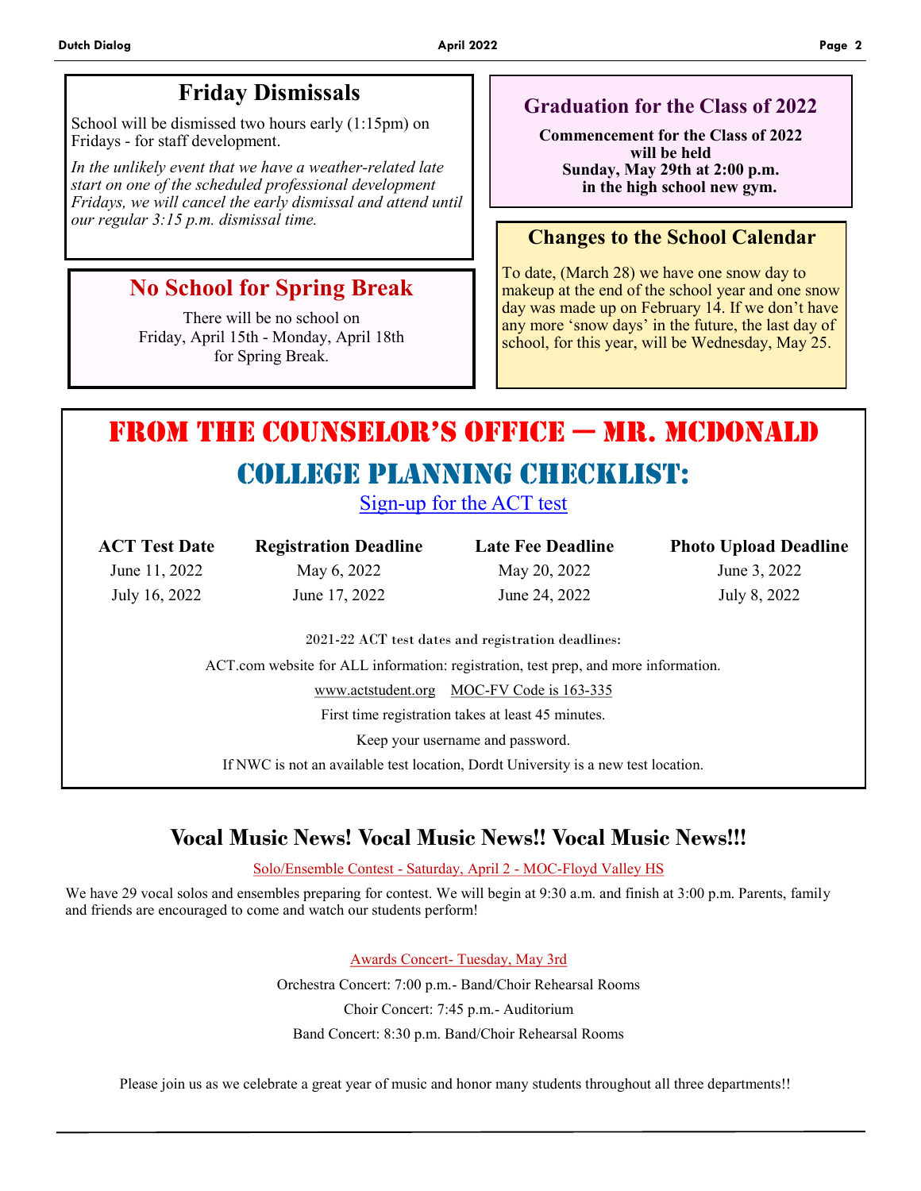## Friday Dismissals

School will be dismissed two hours early (1:15pm) on Fridays - for staff development.

*In the unlikely event that we have a weather-related late start on one of the scheduled professional development Fridays, we will cancel the early dismissal and attend until our regular 3:15 p.m. dismissal time.*

## No School for Spring Break

There will be no school on Friday, April 15th - Monday, April 18th for Spring Break.

## Graduation for the Class of 2022

**Commencement for the Class of 2022 will be held Sunday, May 29th at 2:00 p.m. in the high school new gym.**

## Changes to the School Calendar

To date, (March 28) we have one snow day to makeup at the end of the school year and one snow day was made up on February 14. If we don't have any more 'snow days' in the future, the last day of school, for this year, will be Wednesday, May 25.

# From the Counselor's Office — Mr. McDonald

## College Planning Checklist:

Sign-up for the ACT test

| ACT Test Date | Registration Deadline | Late Fee Deadline | Photo Upload Deadline |
|---|---|---|---|
| June 11, 2022 | May 6, 2022 | May 20, 2022 | June 3, 2022 |
| July 16, 2022 | June 17, 2022 | June 24, 2022 | July 8, 2022 |

2021-22 ACT test dates and registration deadlines:

ACT.com website for ALL information: registration, test prep, and more information.

www.actstudent.org MOC-FV Code is 163-335

First time registration takes at least 45 minutes.

Keep your username and password.

If NWC is not an available test location, Dordt University is a new test location.

## Vocal Music News! Vocal Music News!! Vocal Music News!!!

Solo/Ensemble Contest - Saturday, April 2 - MOC-Floyd Valley HS

We have 29 vocal solos and ensembles preparing for contest. We will begin at 9:30 a.m. and finish at 3:00 p.m. Parents, family and friends are encouraged to come and watch our students perform!

Awards Concert- Tuesday, May 3rd

Orchestra Concert: 7:00 p.m.- Band/Choir Rehearsal Rooms

Choir Concert: 7:45 p.m.- Auditorium

Band Concert: 8:30 p.m. Band/Choir Rehearsal Rooms

Please join us as we celebrate a great year of music and honor many students throughout all three departments!!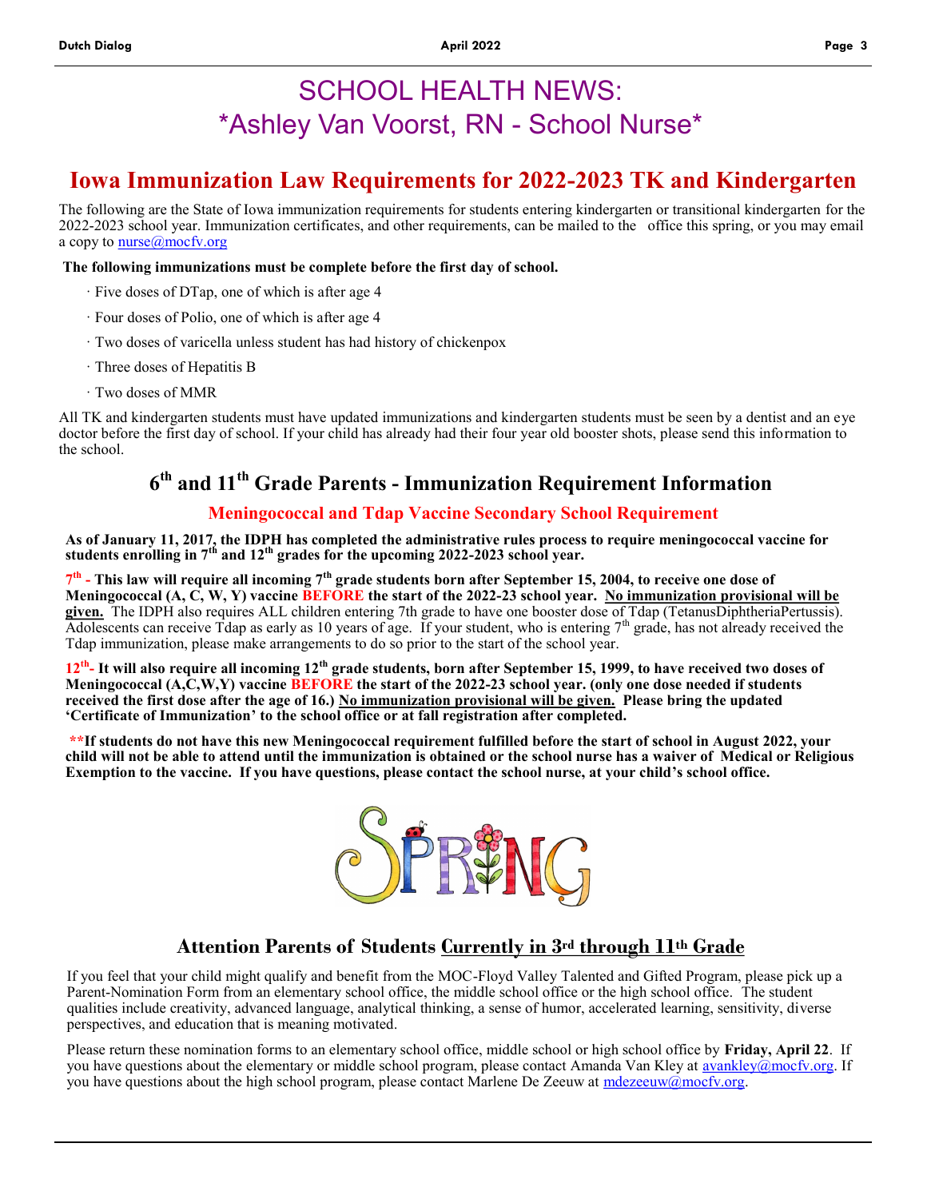# SCHOOL HEALTH NEWS:

# *Ashley Van Voorst, RN - School Nurse*

## Iowa Immunization Law Requirements for 2022-2023 TK and Kindergarten

The following are the State of Iowa immunization requirements for students entering kindergarten or transitional kindergarten for the 2022-2023 school year. Immunization certificates, and other requirements, can be mailed to the office this spring, or you may email a copy to nurse@mocfv.org

**The following immunizations must be complete before the first day of school.**

- Five doses of DTap, one of which is after age 4
- Four doses of Polio, one of which is after age 4
- Two doses of varicella unless student has had history of chickenpox
- Three doses of Hepatitis B
- Two doses of MMR

All TK and kindergarten students must have updated immunizations and kindergarten students must be seen by a dentist and an eye doctor before the first day of school. If your child has already had their four year old booster shots, please send this information to the school.

## 6th and 11th Grade Parents - Immunization Requirement Information

### Meningococcal and Tdap Vaccine Secondary School Requirement

**As of January 11, 2017, the IDPH has completed the administrative rules process to require meningococcal vaccine for students enrolling in 7th and 12th grades for the upcoming 2022-2023 school year.**

**7th - This law will require all incoming 7th grade students born after September 15, 2004, to receive one dose of Meningococcal (A, C, W, Y) vaccine BEFORE the start of the 2022-23 school year. No immunization provisional will be given.** The IDPH also requires ALL children entering 7th grade to have one booster dose of Tdap (TetanusDiphtheriaPertussis). Adolescents can receive Tdap as early as 10 years of age. If your student, who is entering 7th grade, has not already received the Tdap immunization, please make arrangements to do so prior to the start of the school year.

**12th- It will also require all incoming 12th grade students, born after September 15, 1999, to have received two doses of Meningococcal (A,C,W,Y) vaccine BEFORE the start of the 2022-23 school year. (only one dose needed if students received the first dose after the age of 16.) No immunization provisional will be given. Please bring the updated 'Certificate of Immunization' to the school office or at fall registration after completed.**

**\*\*If students do not have this new Meningococcal requirement fulfilled before the start of school in August 2022, your child will not be able to attend until the immunization is obtained or the school nurse has a waiver of Medical or Religious Exemption to the vaccine. If you have questions, please contact the school nurse, at your child's school office.**

## Attention Parents of Students Currently in 3rd through 11th Grade

If you feel that your child might qualify and benefit from the MOC-Floyd Valley Talented and Gifted Program, please pick up a Parent-Nomination Form from an elementary school office, the middle school office or the high school office. The student qualities include creativity, advanced language, analytical thinking, a sense of humor, accelerated learning, sensitivity, diverse perspectives, and education that is meaning motivated.

Please return these nomination forms to an elementary school office, middle school or high school office by **Friday, April 22**. If you have questions about the elementary or middle school program, please contact Amanda Van Kley at avankley@mocfv.org. If you have questions about the high school program, please contact Marlene De Zeeuw at mdezeeuw@mocfv.org.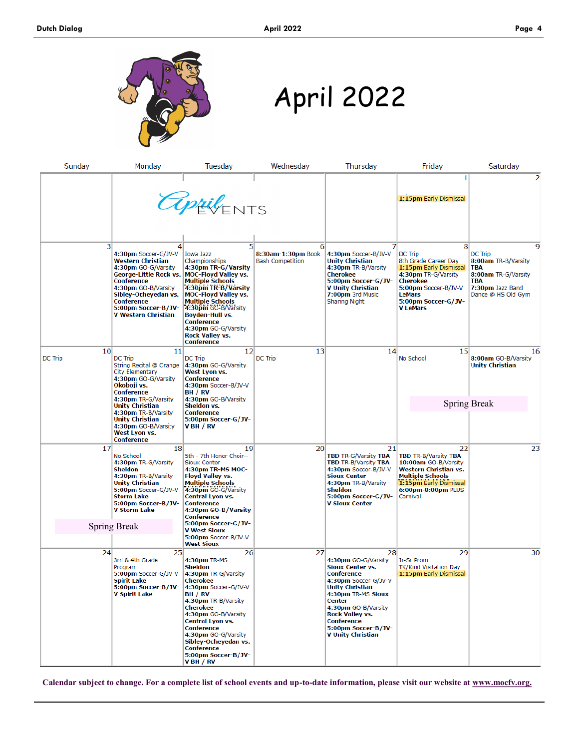# April 2022

| Sunday | Monday | Tuesday | Wednesday | Thursday | Friday | Saturday |
|---|---|---|---|---|---|---|
| | April EVENTS | | | | 1<br>**1:15pm** Early Dismissal | 2 |
| 3 | 4<br>**4:30pm** Soccer-G/JV-V **Western Christian**<br>**4:30pm** GO-G/Varsity **George-Little Rock vs. Conference**<br>**4:30pm** GO-B/Varsity **Sibley-Ocheyedan vs. Conference**<br>**5:00pm Soccer-B/JV-V Western Christian** | 5<br>Iowa Jazz Championships<br>**4:30pm TR-G/Varsity MOC-Floyd Valley vs. Multiple Schools**<br>**4:30pm TR-B/Varsity MOC-Floyd Valley vs. Multiple Schools**<br>**4:30pm** GO-B/Varsity **Boyden-Hull vs. Conference**<br>**4:30pm** GO-G/Varsity **Rock Valley vs. Conference** | 6<br>**8:30am-1:30pm** Book Bash Competition | 7<br>**4:30pm** Soccer-B/JV-V **Unity Christian**<br>**4:30pm** TR-B/Varsity **Cherokee**<br>**5:00pm Soccer-G/JV-V Unity Christian**<br>**7:00pm** 3rd Music Sharing Night | 8<br>DC Trip<br>8th Grade Career Day<br>**1:15pm** Early Dismissal<br>**4:30pm** TR-G/Varsity **Cherokee**<br>**5:00pm** Soccer-B/JV-V **LeMars**<br>**5:00pm Soccer-G/JV-V LeMars** | 9<br>DC Trip<br>**8:00am** TR-B/Varsity **TBA**<br>**8:00am** TR-G/Varsity **TBA**<br>**7:30pm** Jazz Band Dance @ HS Old Gym |
| 10<br>DC Trip | 11<br>DC Trip<br>String Recital @ Orange City Elementary<br>**4:30pm** GO-G/Varsity **Okoboji vs. Conference**<br>**4:30pm** TR-G/Varsity **Unity Christian**<br>**4:30pm** TR-B/Varsity **Unity Christian**<br>**4:30pm** GO-B/Varsity **West Lyon vs. Conference** | 12<br>DC Trip<br>**4:30pm** GO-G/Varsity **West Lyon vs. Conference**<br>**4:30pm** Soccer-B/JV-V **BH / RV**<br>**4:30pm** GO-B/Varsity **Sheldon vs. Conference**<br>**5:00pm Soccer-G/JV-V BH / RV** | 13<br>DC Trip | 14 | 15<br>No School<br>Spring Break | 16<br>**8:00am** GO-B/Varsity **Unity Christian** |
| 17<br>Spring Break | 18<br>No School<br>**4:30pm** TR-G/Varsity **Sheldon**<br>**4:30pm** TR-B/Varsity **Unity Christian**<br>**5:00pm** Soccer-G/JV-V **Storm Lake**<br>**5:00pm Soccer-B/JV-V Storm Lake** | 19<br>5th - 7th Honor Choir--Sioux Center<br>**4:30pm TR-MS MOC-Floyd Valley vs. Multiple Schools**<br>**4:30pm** GO-G/Varsity **Central Lyon vs. Conference**<br>**4:30pm GO-B/Varsity Conference**<br>**5:00pm Soccer-G/JV-V West Sioux**<br>**5:00pm** Soccer-B/JV-V **West Sioux** | 20 | 21<br>**TBD** TR-G/Varsity **TBA**<br>**TBD** TR-B/Varsity **TBA**<br>**4:30pm** Soccer-B/JV-V **Sioux Center**<br>**4:30pm** TR-B/Varsity **Sheldon**<br>**5:00pm Soccer-G/JV-V Sioux Center** | 22<br>**TBD** TR-B/Varsity **TBA**<br>**10:00am** GO-B/Varsity **Western Christian vs. Multiple Schools**<br>**1:15pm** Early Dismissal<br>**6:00pm-8:00pm** PLUS Carnival | 23 |
| 24 | 25<br>3rd & 4th Grade Program<br>**5:00pm** Soccer-G/JV-V **Spirit Lake**<br>**5:00pm Soccer-B/JV-V Spirit Lake** | 26<br>**4:30pm** TR-MS **Sheldon**<br>**4:30pm** TR-G/Varsity **Cherokee**<br>**4:30pm** Soccer-G/JV-V **BH / RV**<br>**4:30pm** TR-B/Varsity **Cherokee**<br>**4:30pm** GO-B/Varsity **Central Lyon vs. Conference**<br>**4:30pm** GO-G/Varsity **Sibley-Ocheyedan vs. Conference**<br>**5:00pm Soccer-B/JV-V BH / RV** | 27 | 28<br>**4:30pm** GO-G/Varsity **Sioux Center vs. Conference**<br>**4:30pm** Soccer-G/JV-V **Unity Christian**<br>**4:30pm** TR-MS **Sioux Center**<br>**4:30pm** GO-B/Varsity **Rock Valley vs. Conference**<br>**5:00pm Soccer-B/JV-V Unity Christian** | 29<br>Jr-Sr Prom<br>TK/Kind Visitation Day<br>**1:15pm** Early Dismissal | 30 |

**Calendar subject to change. For a complete list of school events and up-to-date information, please visit our website at www.mocfv.org.**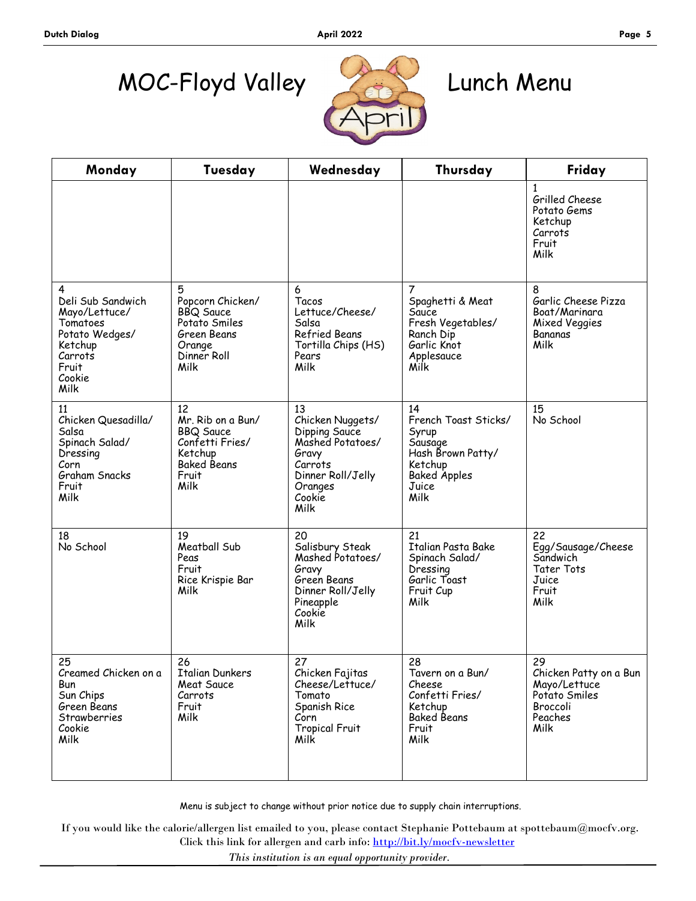# MOC-Floyd Valley April Lunch Menu

| Monday | Tuesday | Wednesday | Thursday | Friday |
|---|---|---|---|---|
| | | | | 1<br>Grilled Cheese<br>Potato Gems<br>Ketchup<br>Carrots<br>Fruit<br>Milk |
| 4<br>Deli Sub Sandwich<br>Mayo/Lettuce/<br>Tomatoes<br>Potato Wedges/<br>Ketchup<br>Carrots<br>Fruit<br>Cookie<br>Milk | 5<br>Popcorn Chicken/<br>BBQ Sauce<br>Potato Smiles<br>Green Beans<br>Orange<br>Dinner Roll<br>Milk | 6<br>Tacos<br>Lettuce/Cheese/<br>Salsa<br>Refried Beans<br>Tortilla Chips (HS)<br>Pears<br>Milk | 7<br>Spaghetti & Meat<br>Sauce<br>Fresh Vegetables/<br>Ranch Dip<br>Garlic Knot<br>Applesauce<br>Milk | 8<br>Garlic Cheese Pizza<br>Boat/Marinara<br>Mixed Veggies<br>Bananas<br>Milk |
| 11<br>Chicken Quesadilla/<br>Salsa<br>Spinach Salad/<br>Dressing<br>Corn<br>Graham Snacks<br>Fruit<br>Milk | 12<br>Mr. Rib on a Bun/<br>BBQ Sauce<br>Confetti Fries/<br>Ketchup<br>Baked Beans<br>Fruit<br>Milk | 13<br>Chicken Nuggets/<br>Dipping Sauce<br>Mashed Potatoes/<br>Gravy<br>Carrots<br>Dinner Roll/Jelly<br>Oranges<br>Cookie<br>Milk | 14<br>French Toast Sticks/<br>Syrup<br>Sausage<br>Hash Brown Patty/<br>Ketchup<br>Baked Apples<br>Juice<br>Milk | 15<br>No School |
| 18<br>No School | 19<br>Meatball Sub<br>Peas<br>Fruit<br>Rice Krispie Bar<br>Milk | 20<br>Salisbury Steak<br>Mashed Potatoes/<br>Gravy<br>Green Beans<br>Dinner Roll/Jelly<br>Pineapple<br>Cookie<br>Milk | 21<br>Italian Pasta Bake<br>Spinach Salad/<br>Dressing<br>Garlic Toast<br>Fruit Cup<br>Milk | 22<br>Egg/Sausage/Cheese<br>Sandwich<br>Tater Tots<br>Juice<br>Fruit<br>Milk |
| 25<br>Creamed Chicken on a<br>Bun<br>Sun Chips<br>Green Beans<br>Strawberries<br>Cookie<br>Milk | 26<br>Italian Dunkers<br>Meat Sauce<br>Carrots<br>Fruit<br>Milk | 27<br>Chicken Fajitas<br>Cheese/Lettuce/<br>Tomato<br>Spanish Rice<br>Corn<br>Tropical Fruit<br>Milk | 28<br>Tavern on a Bun/<br>Cheese<br>Confetti Fries/<br>Ketchup<br>Baked Beans<br>Fruit<br>Milk | 29<br>Chicken Patty on a Bun<br>Mayo/Lettuce<br>Potato Smiles<br>Broccoli<br>Peaches<br>Milk |

Menu is subject to change without prior notice due to supply chain interruptions.

If you would like the calorie/allergen list emailed to you, please contact Stephanie Pottebaum at spottebaum@mocfv.org.
Click this link for allergen and carb info: http://bit.ly/mocfv-newsletter

*This institution is an equal opportunity provider.*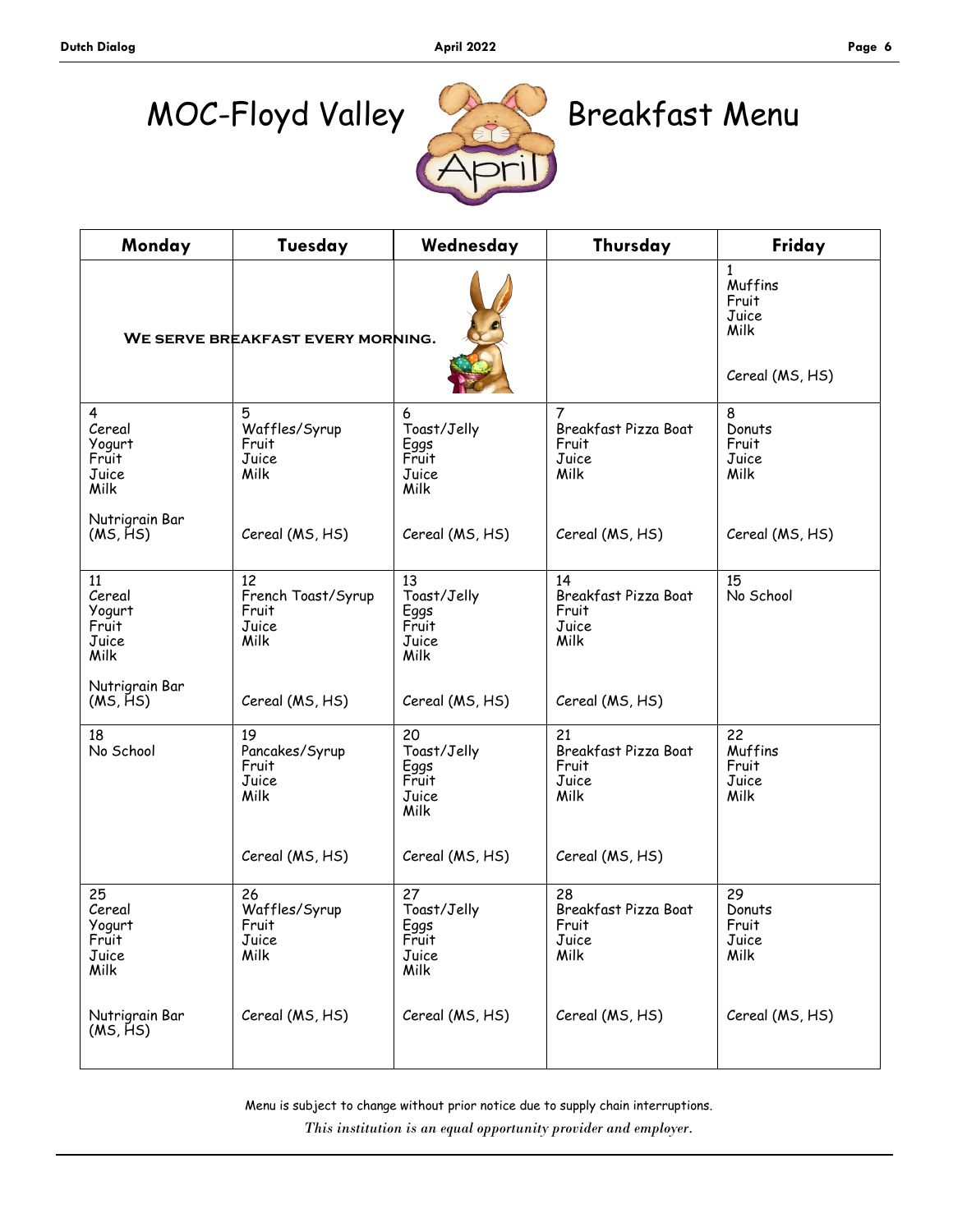# MOC-Floyd Valley April Breakfast Menu

| Monday | Tuesday | Wednesday | Thursday | Friday |
|---|---|---|---|---|
| WE SERVE BREAKFAST EVERY MORNING. | | | | 1<br>Muffins<br>Fruit<br>Juice<br>Milk<br><br>Cereal (MS, HS) |
| 4<br>Cereal<br>Yogurt<br>Fruit<br>Juice<br>Milk<br><br>Nutrigrain Bar (MS, HS) | 5<br>Waffles/Syrup<br>Fruit<br>Juice<br>Milk<br><br>Cereal (MS, HS) | 6<br>Toast/Jelly<br>Eggs<br>Fruit<br>Juice<br>Milk<br><br>Cereal (MS, HS) | 7<br>Breakfast Pizza Boat<br>Fruit<br>Juice<br>Milk<br><br>Cereal (MS, HS) | 8<br>Donuts<br>Fruit<br>Juice<br>Milk<br><br>Cereal (MS, HS) |
| 11<br>Cereal<br>Yogurt<br>Fruit<br>Juice<br>Milk<br><br>Nutrigrain Bar (MS, HS) | 12<br>French Toast/Syrup<br>Fruit<br>Juice<br>Milk<br><br>Cereal (MS, HS) | 13<br>Toast/Jelly<br>Eggs<br>Fruit<br>Juice<br>Milk<br><br>Cereal (MS, HS) | 14<br>Breakfast Pizza Boat<br>Fruit<br>Juice<br>Milk<br><br>Cereal (MS, HS) | 15<br>No School |
| 18<br>No School | 19<br>Pancakes/Syrup<br>Fruit<br>Juice<br>Milk<br><br>Cereal (MS, HS) | 20<br>Toast/Jelly<br>Eggs<br>Fruit<br>Juice<br>Milk<br><br>Cereal (MS, HS) | 21<br>Breakfast Pizza Boat<br>Fruit<br>Juice<br>Milk<br><br>Cereal (MS, HS) | 22<br>Muffins<br>Fruit<br>Juice<br>Milk |
| 25<br>Cereal<br>Yogurt<br>Fruit<br>Juice<br>Milk<br><br>Nutrigrain Bar (MS, HS) | 26<br>Waffles/Syrup<br>Fruit<br>Juice<br>Milk<br><br>Cereal (MS, HS) | 27<br>Toast/Jelly<br>Eggs<br>Fruit<br>Juice<br>Milk<br><br>Cereal (MS, HS) | 28<br>Breakfast Pizza Boat<br>Fruit<br>Juice<br>Milk<br><br>Cereal (MS, HS) | 29<br>Donuts<br>Fruit<br>Juice<br>Milk<br><br>Cereal (MS, HS) |

Menu is subject to change without prior notice due to supply chain interruptions.

*This institution is an equal opportunity provider and employer.*